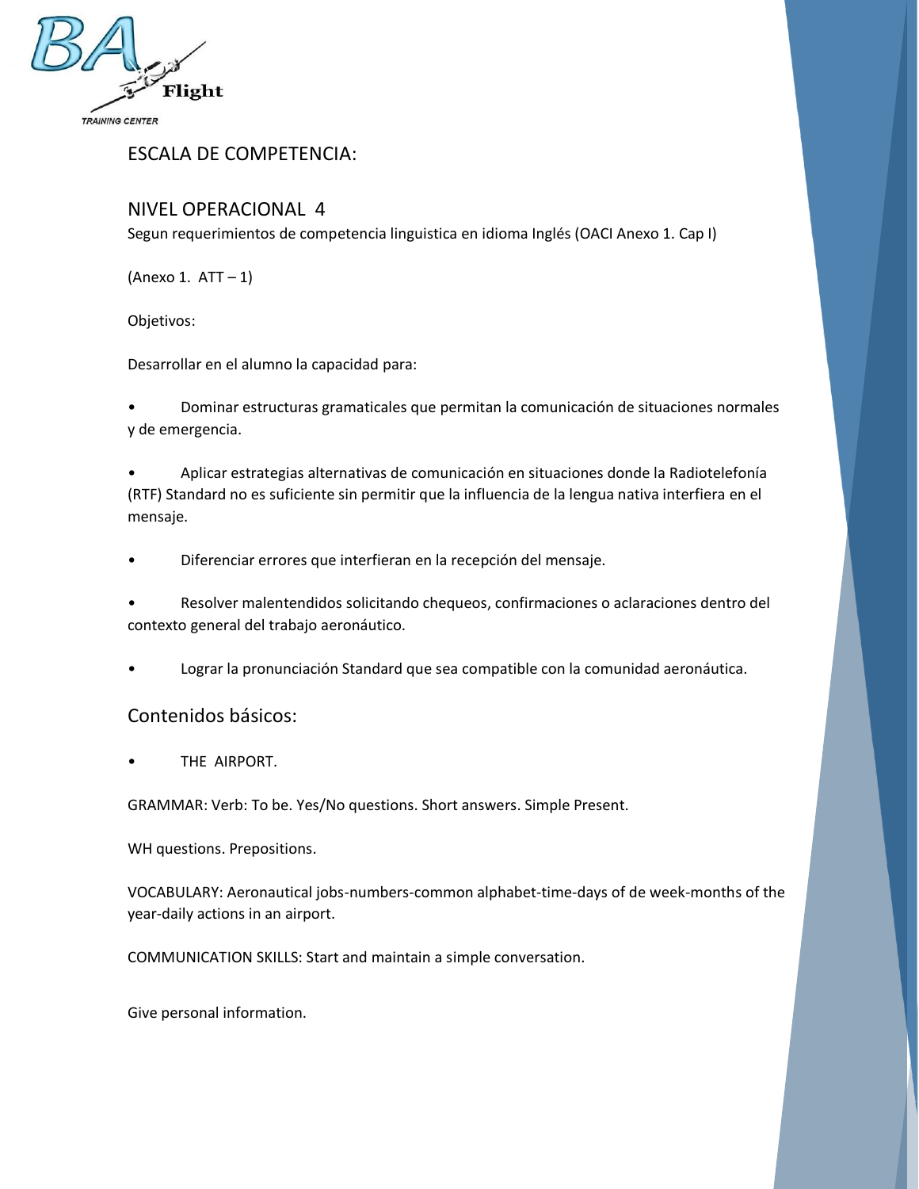## ESCALA DE COMPETENCIA:

## NIVEL OPERACIONAL 4

Segun requerimientos de competencia linguistica en idioma Inglés (OACI Anexo 1. Cap I)

(Anexo 1. ATT – 1)

Objetivos:

Desarrollar en el alumno la capacidad para:

- Dominar estructuras gramaticales que permitan la comunicación de situaciones normales y de emergencia.
- Aplicar estrategias alternativas de comunicación en situaciones donde la Radiotelefonía (RTF) Standard no es suficiente sin permitir que la influencia de la lengua nativa interfiera en el mensaje.
- Diferenciar errores que interfieran en la recepción del mensaje.
- Resolver malentendidos solicitando chequeos, confirmaciones o aclaraciones dentro del contexto general del trabajo aeronáutico.
- Lograr la pronunciación Standard que sea compatible con la comunidad aeronáutica.

## Contenidos básicos:

- THE AIRPORT.

GRAMMAR: Verb: To be. Yes/No questions. Short answers. Simple Present.

WH questions. Prepositions.

VOCABULARY: Aeronautical jobs-numbers-common alphabet-time-days of de week-months of the year-daily actions in an airport.

COMMUNICATION SKILLS: Start and maintain a simple conversation.

Give personal information.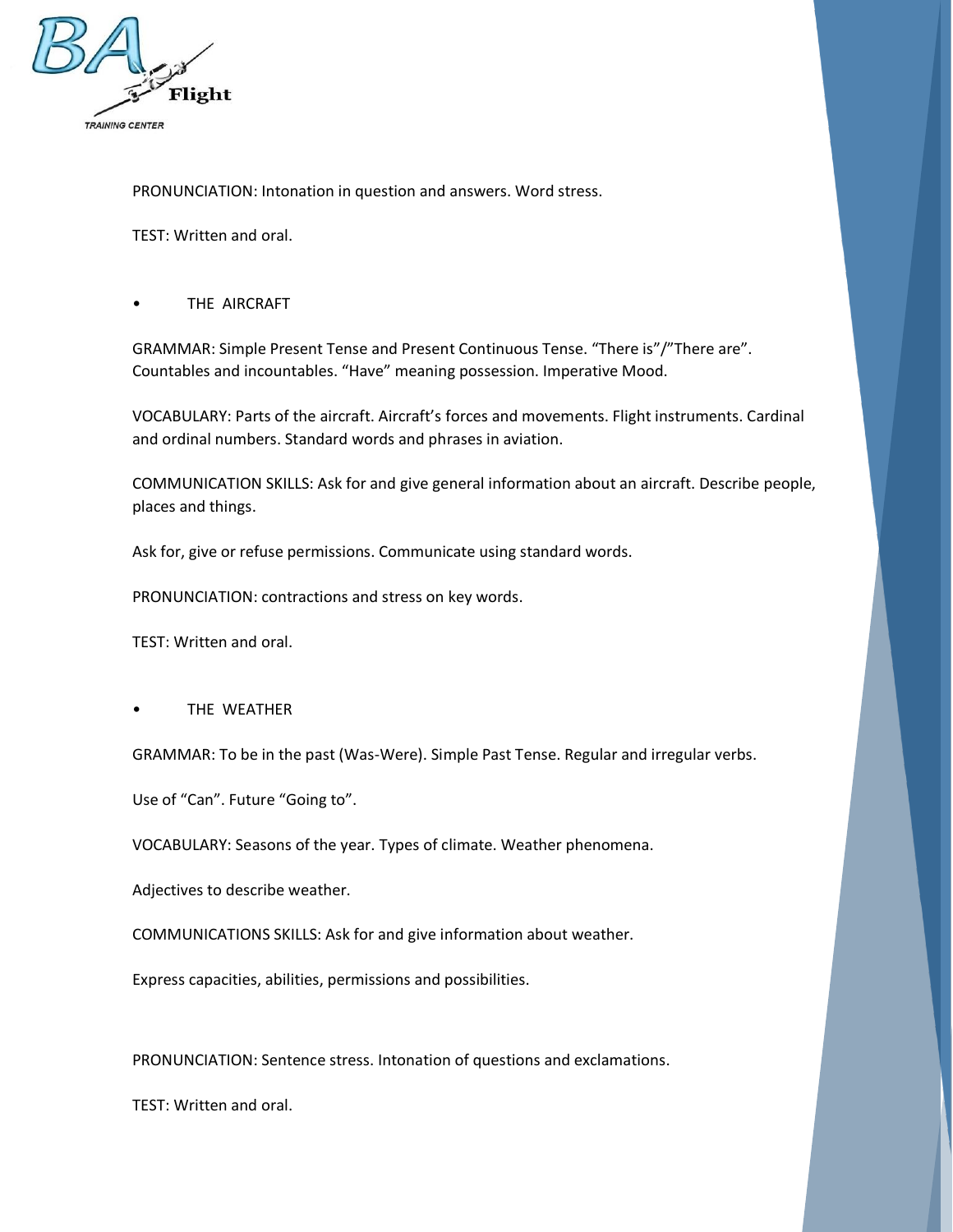PRONUNCIATION: Intonation in question and answers. Word stress.

TEST: Written and oral.

- THE AIRCRAFT

GRAMMAR: Simple Present Tense and Present Continuous Tense. "There is"/"There are". Countables and incountables. "Have" meaning possession. Imperative Mood.

VOCABULARY: Parts of the aircraft. Aircraft's forces and movements. Flight instruments. Cardinal and ordinal numbers. Standard words and phrases in aviation.

COMMUNICATION SKILLS: Ask for and give general information about an aircraft. Describe people, places and things.

Ask for, give or refuse permissions. Communicate using standard words.

PRONUNCIATION: contractions and stress on key words.

TEST: Written and oral.

- THE WEATHER

GRAMMAR: To be in the past (Was-Were). Simple Past Tense. Regular and irregular verbs.

Use of "Can". Future "Going to".

VOCABULARY: Seasons of the year. Types of climate. Weather phenomena.

Adjectives to describe weather.

COMMUNICATIONS SKILLS: Ask for and give information about weather.

Express capacities, abilities, permissions and possibilities.

PRONUNCIATION: Sentence stress. Intonation of questions and exclamations.

TEST: Written and oral.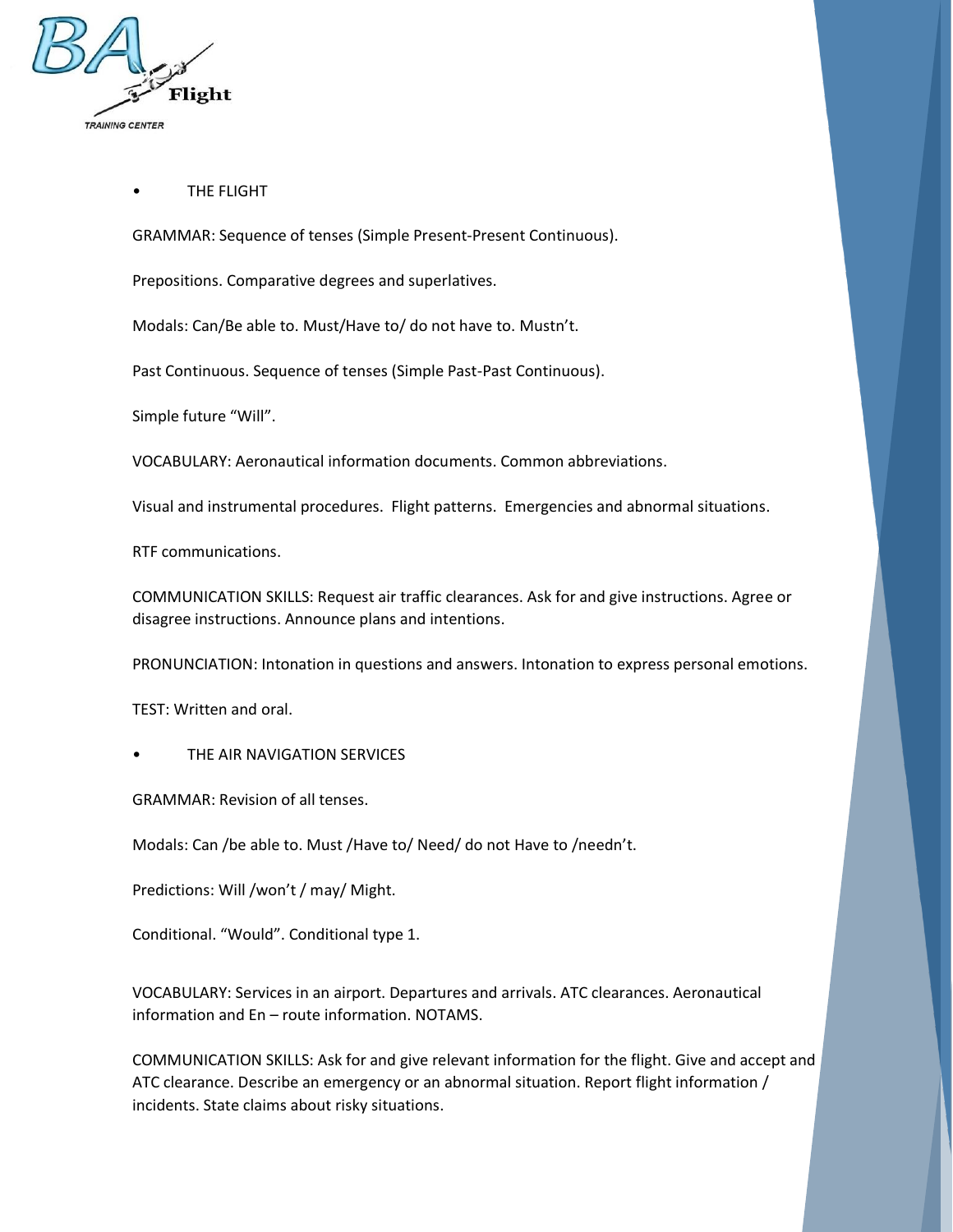- THE FLIGHT

GRAMMAR: Sequence of tenses (Simple Present-Present Continuous).

Prepositions. Comparative degrees and superlatives.

Modals: Can/Be able to. Must/Have to/ do not have to. Mustn't.

Past Continuous. Sequence of tenses (Simple Past-Past Continuous).

Simple future "Will".

VOCABULARY: Aeronautical information documents. Common abbreviations.

Visual and instrumental procedures. Flight patterns. Emergencies and abnormal situations.

RTF communications.

COMMUNICATION SKILLS: Request air traffic clearances. Ask for and give instructions. Agree or disagree instructions. Announce plans and intentions.

PRONUNCIATION: Intonation in questions and answers. Intonation to express personal emotions.

TEST: Written and oral.

- THE AIR NAVIGATION SERVICES

GRAMMAR: Revision of all tenses.

Modals: Can /be able to. Must /Have to/ Need/ do not Have to /needn't.

Predictions: Will /won't / may/ Might.

Conditional. "Would". Conditional type 1.

VOCABULARY: Services in an airport. Departures and arrivals. ATC clearances. Aeronautical information and En – route information. NOTAMS.

COMMUNICATION SKILLS: Ask for and give relevant information for the flight. Give and accept and ATC clearance. Describe an emergency or an abnormal situation. Report flight information / incidents. State claims about risky situations.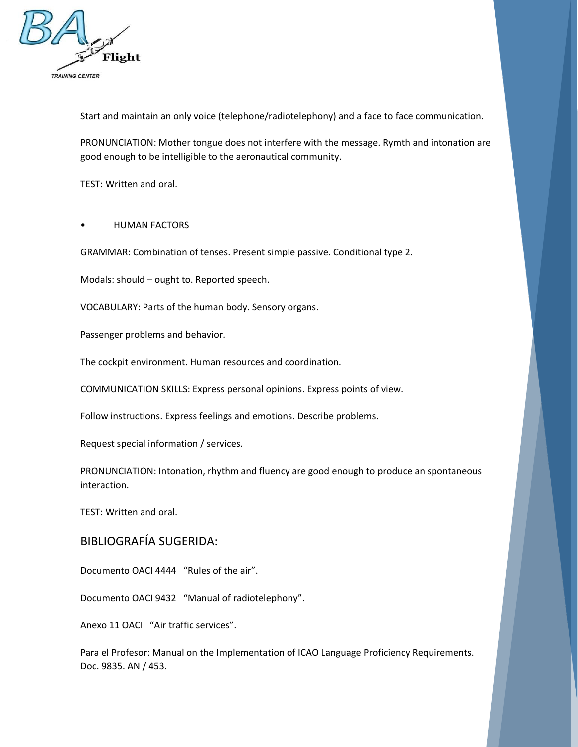Start and maintain an only voice (telephone/radiotelephony) and a face to face communication.

PRONUNCIATION: Mother tongue does not interfere with the message. Rymth and intonation are good enough to be intelligible to the aeronautical community.

TEST: Written and oral.

- HUMAN FACTORS

GRAMMAR: Combination of tenses. Present simple passive. Conditional type 2.

Modals: should – ought to. Reported speech.

VOCABULARY: Parts of the human body. Sensory organs.

Passenger problems and behavior.

The cockpit environment. Human resources and coordination.

COMMUNICATION SKILLS: Express personal opinions. Express points of view.

Follow instructions. Express feelings and emotions. Describe problems.

Request special information / services.

PRONUNCIATION: Intonation, rhythm and fluency are good enough to produce an spontaneous interaction.

TEST: Written and oral.

## BIBLIOGRAFÍA SUGERIDA:

Documento OACI 4444 "Rules of the air".

Documento OACI 9432 "Manual of radiotelephony".

Anexo 11 OACI "Air traffic services".

Para el Profesor: Manual on the Implementation of ICAO Language Proficiency Requirements. Doc. 9835. AN / 453.